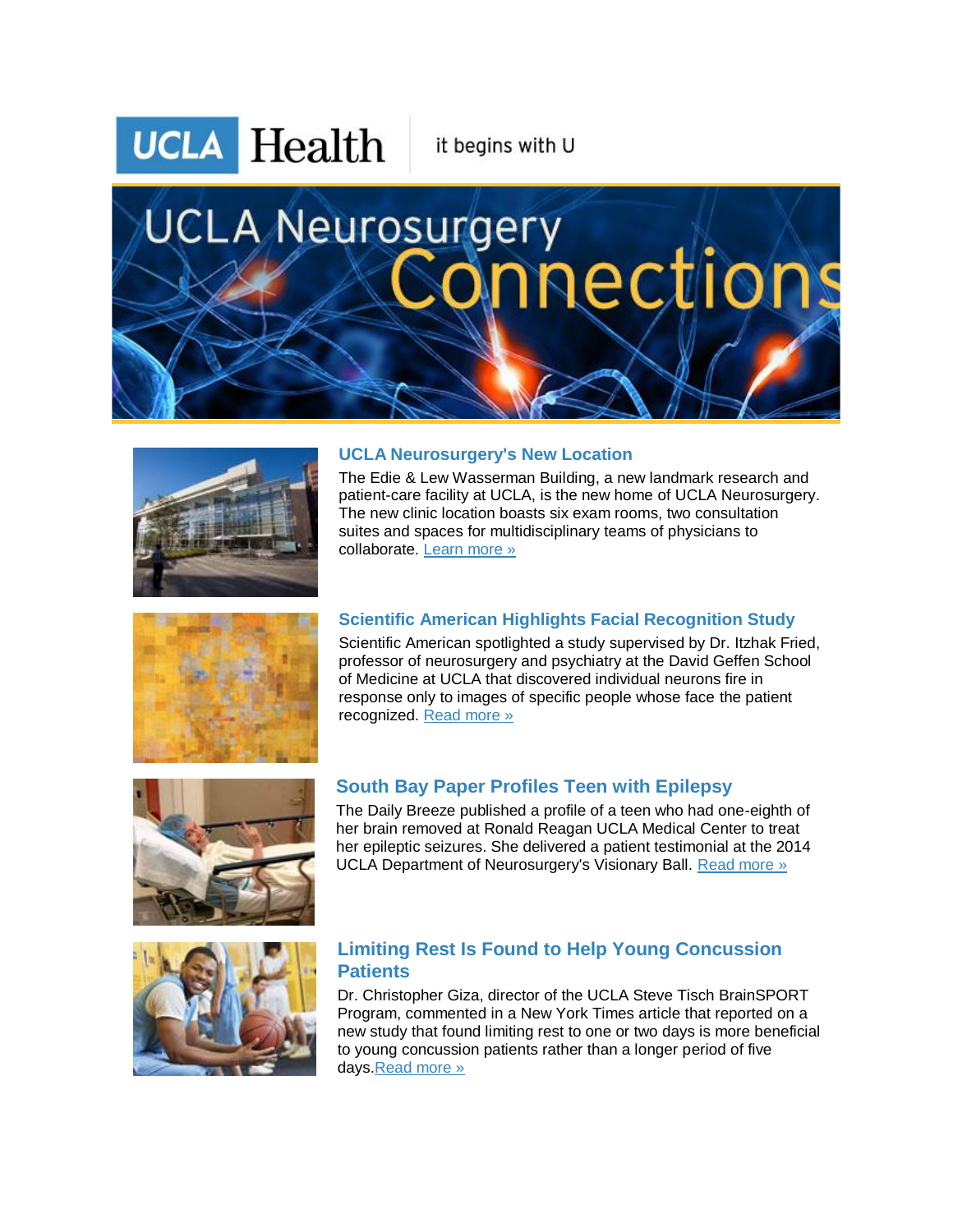UCLA Health it begins with U

# UCLA Neurosurgery Connections

## UCLA Neurosurgery's New Location

The Edie & Lew Wasserman Building, a new landmark research and patient-care facility at UCLA, is the new home of UCLA Neurosurgery. The new clinic location boasts six exam rooms, two consultation suites and spaces for multidisciplinary teams of physicians to collaborate. Learn more »

## Scientific American Highlights Facial Recognition Study

Scientific American spotlighted a study supervised by Dr. Itzhak Fried, professor of neurosurgery and psychiatry at the David Geffen School of Medicine at UCLA that discovered individual neurons fire in response only to images of specific people whose face the patient recognized. Read more »

## South Bay Paper Profiles Teen with Epilepsy

The Daily Breeze published a profile of a teen who had one-eighth of her brain removed at Ronald Reagan UCLA Medical Center to treat her epileptic seizures. She delivered a patient testimonial at the 2014 UCLA Department of Neurosurgery's Visionary Ball. Read more »

## Limiting Rest Is Found to Help Young Concussion Patients

Dr. Christopher Giza, director of the UCLA Steve Tisch BrainSPORT Program, commented in a New York Times article that reported on a new study that found limiting rest to one or two days is more beneficial to young concussion patients rather than a longer period of five days.Read more »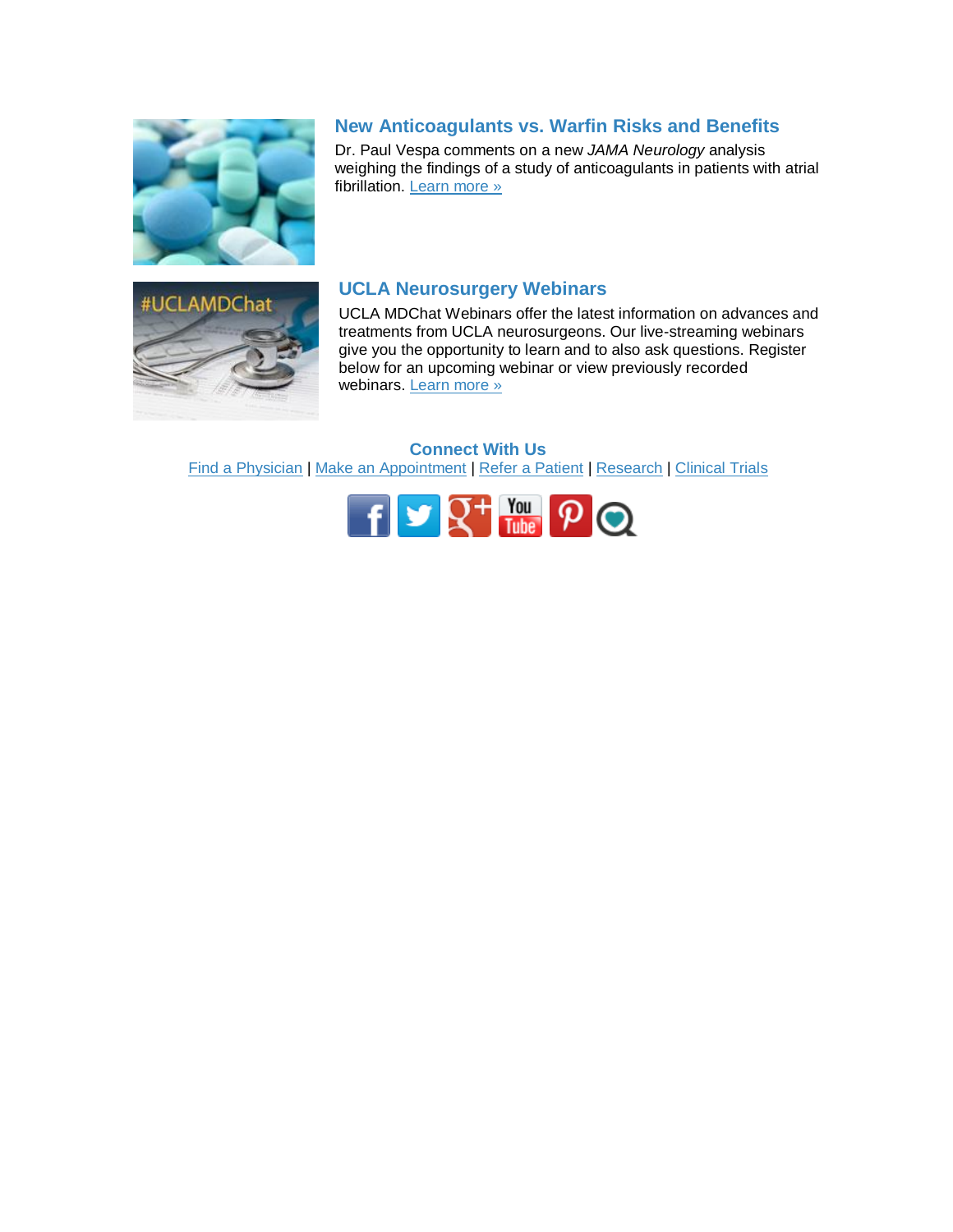### New Anticoagulants vs. Warfin Risks and Benefits

Dr. Paul Vespa comments on a new *JAMA Neurology* analysis weighing the findings of a study of anticoagulants in patients with atrial fibrillation. Learn more »

### UCLA Neurosurgery Webinars

UCLA MDChat Webinars offer the latest information on advances and treatments from UCLA neurosurgeons. Our live-streaming webinars give you the opportunity to learn and to also ask questions. Register below for an upcoming webinar or view previously recorded webinars. Learn more »

**Connect With Us**

Find a Physician | Make an Appointment | Refer a Patient | Research | Clinical Trials